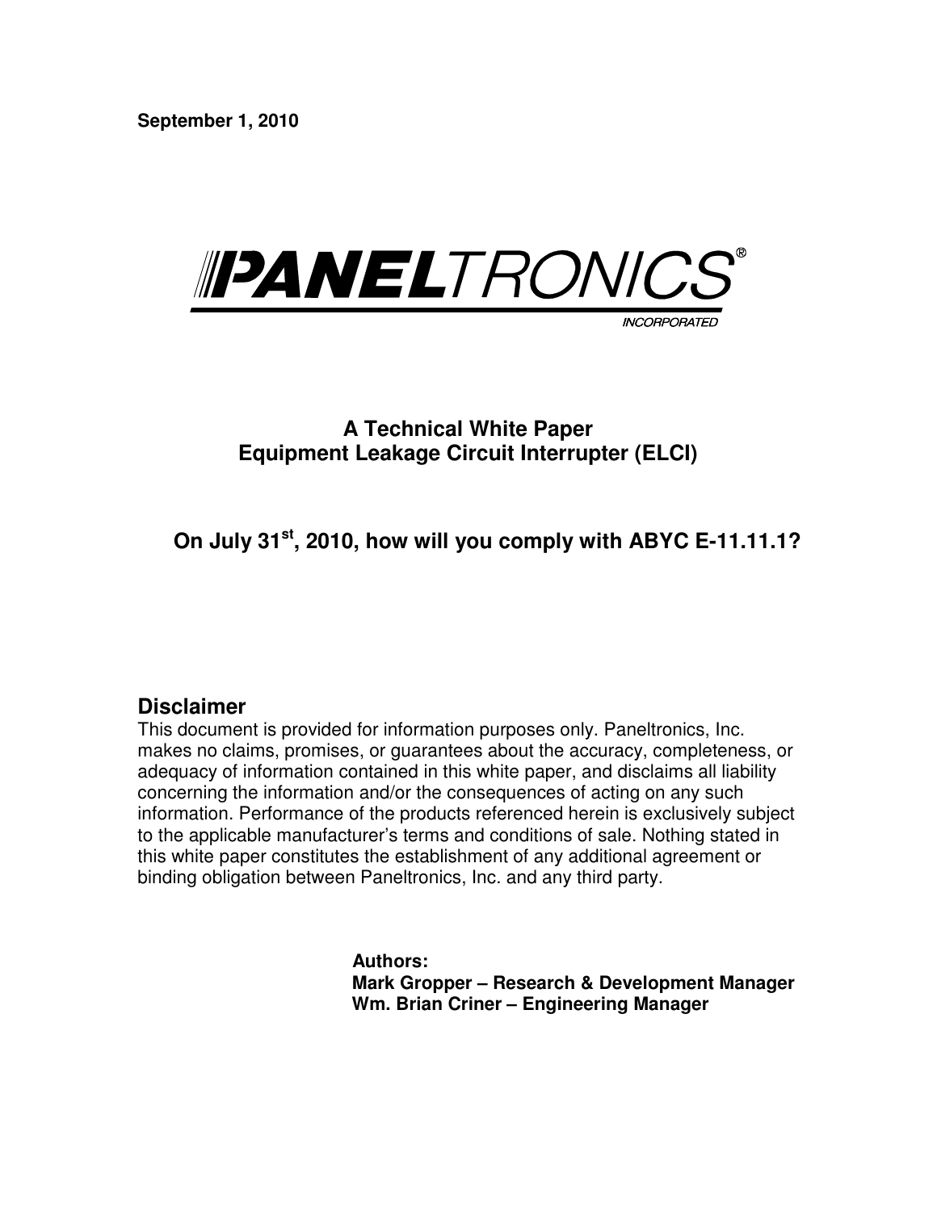**September 1, 2010**

**PANELTRONICS®**
**INCORPORATED**

# A Technical White Paper
# Equipment Leakage Circuit Interrupter (ELCI)

## On July 31st, 2010, how will you comply with ABYC E-11.11.1?

## Disclaimer

This document is provided for information purposes only. Paneltronics, Inc. makes no claims, promises, or guarantees about the accuracy, completeness, or adequacy of information contained in this white paper, and disclaims all liability concerning the information and/or the consequences of acting on any such information. Performance of the products referenced herein is exclusively subject to the applicable manufacturer's terms and conditions of sale. Nothing stated in this white paper constitutes the establishment of any additional agreement or binding obligation between Paneltronics, Inc. and any third party.

**Authors:**
**Mark Gropper – Research & Development Manager**
**Wm. Brian Criner – Engineering Manager**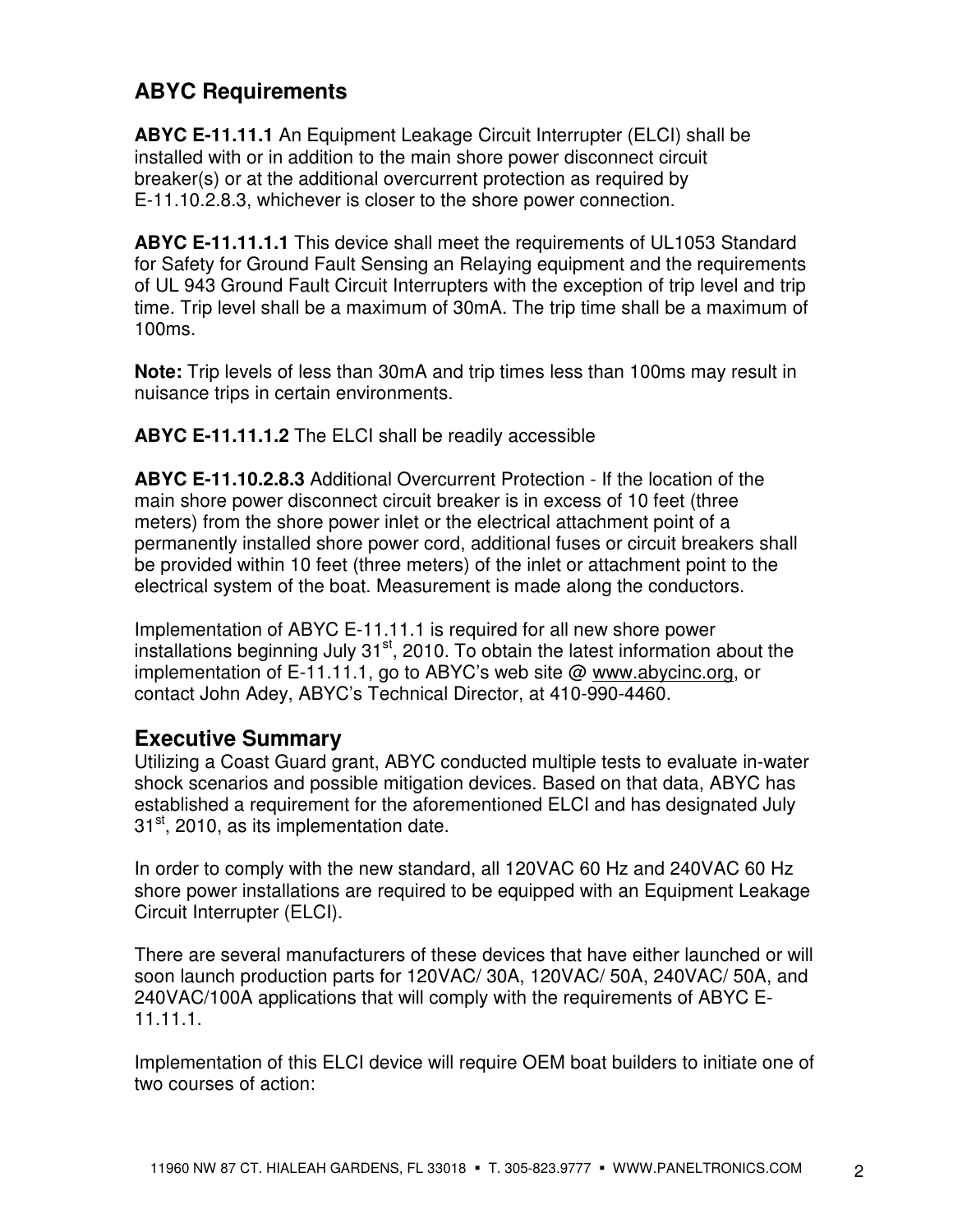## ABYC Requirements

**ABYC E-11.11.1** An Equipment Leakage Circuit Interrupter (ELCI) shall be installed with or in addition to the main shore power disconnect circuit breaker(s) or at the additional overcurrent protection as required by E-11.10.2.8.3, whichever is closer to the shore power connection.

**ABYC E-11.11.1.1** This device shall meet the requirements of UL1053 Standard for Safety for Ground Fault Sensing an Relaying equipment and the requirements of UL 943 Ground Fault Circuit Interrupters with the exception of trip level and trip time. Trip level shall be a maximum of 30mA. The trip time shall be a maximum of 100ms.

**Note:** Trip levels of less than 30mA and trip times less than 100ms may result in nuisance trips in certain environments.

**ABYC E-11.11.1.2** The ELCI shall be readily accessible

**ABYC E-11.10.2.8.3** Additional Overcurrent Protection - If the location of the main shore power disconnect circuit breaker is in excess of 10 feet (three meters) from the shore power inlet or the electrical attachment point of a permanently installed shore power cord, additional fuses or circuit breakers shall be provided within 10 feet (three meters) of the inlet or attachment point to the electrical system of the boat. Measurement is made along the conductors.

Implementation of ABYC E-11.11.1 is required for all new shore power installations beginning July 31st, 2010. To obtain the latest information about the implementation of E-11.11.1, go to ABYC's web site @ www.abycinc.org, or contact John Adey, ABYC's Technical Director, at 410-990-4460.

## Executive Summary

Utilizing a Coast Guard grant, ABYC conducted multiple tests to evaluate in-water shock scenarios and possible mitigation devices. Based on that data, ABYC has established a requirement for the aforementioned ELCI and has designated July 31st, 2010, as its implementation date.

In order to comply with the new standard, all 120VAC 60 Hz and 240VAC 60 Hz shore power installations are required to be equipped with an Equipment Leakage Circuit Interrupter (ELCI).

There are several manufacturers of these devices that have either launched or will soon launch production parts for 120VAC/ 30A, 120VAC/ 50A, 240VAC/ 50A, and 240VAC/100A applications that will comply with the requirements of ABYC E-11.11.1.

Implementation of this ELCI device will require OEM boat builders to initiate one of two courses of action: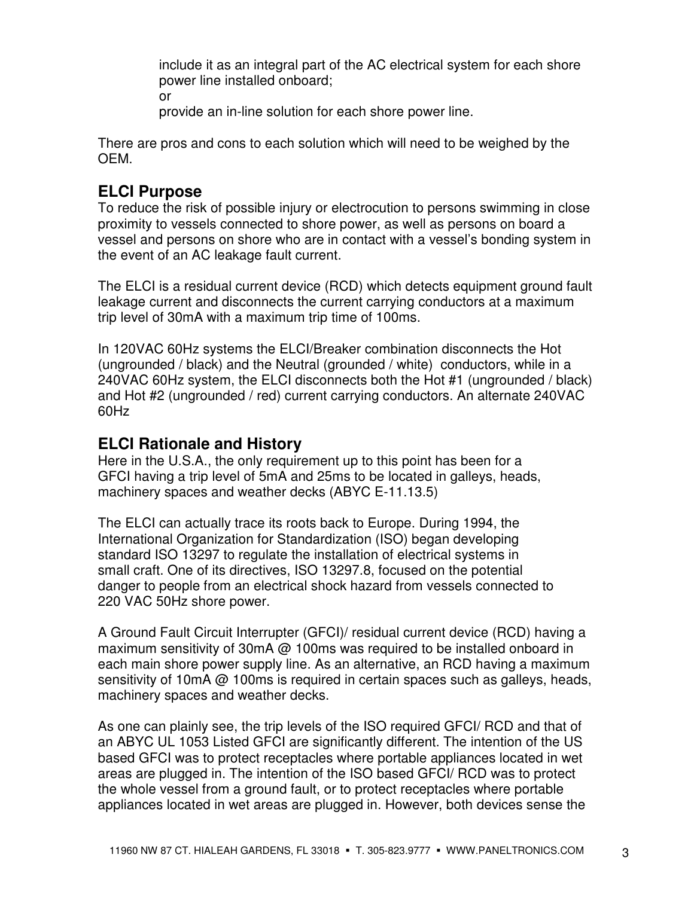include it as an integral part of the AC electrical system for each shore power line installed onboard;

or

provide an in-line solution for each shore power line.

There are pros and cons to each solution which will need to be weighed by the OEM.

## ELCI Purpose

To reduce the risk of possible injury or electrocution to persons swimming in close proximity to vessels connected to shore power, as well as persons on board a vessel and persons on shore who are in contact with a vessel's bonding system in the event of an AC leakage fault current.

The ELCI is a residual current device (RCD) which detects equipment ground fault leakage current and disconnects the current carrying conductors at a maximum trip level of 30mA with a maximum trip time of 100ms.

In 120VAC 60Hz systems the ELCI/Breaker combination disconnects the Hot (ungrounded / black) and the Neutral (grounded / white) conductors, while in a 240VAC 60Hz system, the ELCI disconnects both the Hot #1 (ungrounded / black) and Hot #2 (ungrounded / red) current carrying conductors. An alternate 240VAC 60Hz

## ELCI Rationale and History

Here in the U.S.A., the only requirement up to this point has been for a GFCI having a trip level of 5mA and 25ms to be located in galleys, heads, machinery spaces and weather decks (ABYC E-11.13.5)

The ELCI can actually trace its roots back to Europe. During 1994, the International Organization for Standardization (ISO) began developing standard ISO 13297 to regulate the installation of electrical systems in small craft. One of its directives, ISO 13297.8, focused on the potential danger to people from an electrical shock hazard from vessels connected to 220 VAC 50Hz shore power.

A Ground Fault Circuit Interrupter (GFCI)/ residual current device (RCD) having a maximum sensitivity of 30mA @ 100ms was required to be installed onboard in each main shore power supply line. As an alternative, an RCD having a maximum sensitivity of 10mA @ 100ms is required in certain spaces such as galleys, heads, machinery spaces and weather decks.

As one can plainly see, the trip levels of the ISO required GFCI/ RCD and that of an ABYC UL 1053 Listed GFCI are significantly different. The intention of the US based GFCI was to protect receptacles where portable appliances located in wet areas are plugged in. The intention of the ISO based GFCI/ RCD was to protect the whole vessel from a ground fault, or to protect receptacles where portable appliances located in wet areas are plugged in. However, both devices sense the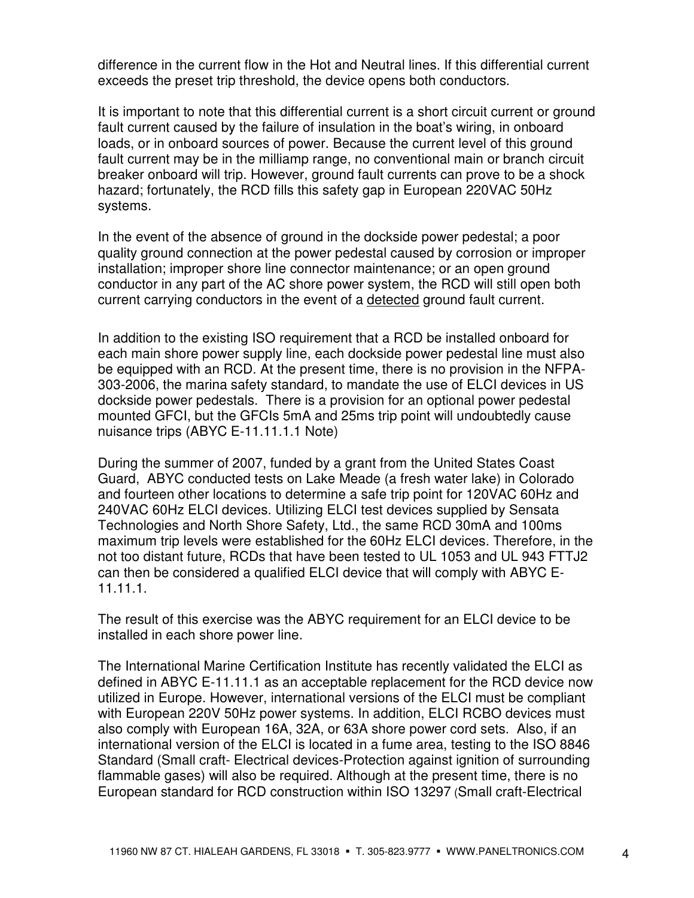difference in the current flow in the Hot and Neutral lines. If this differential current exceeds the preset trip threshold, the device opens both conductors.

It is important to note that this differential current is a short circuit current or ground fault current caused by the failure of insulation in the boat's wiring, in onboard loads, or in onboard sources of power. Because the current level of this ground fault current may be in the milliamp range, no conventional main or branch circuit breaker onboard will trip. However, ground fault currents can prove to be a shock hazard; fortunately, the RCD fills this safety gap in European 220VAC 50Hz systems.

In the event of the absence of ground in the dockside power pedestal; a poor quality ground connection at the power pedestal caused by corrosion or improper installation; improper shore line connector maintenance; or an open ground conductor in any part of the AC shore power system, the RCD will still open both current carrying conductors in the event of a <u>detected</u> ground fault current.

In addition to the existing ISO requirement that a RCD be installed onboard for each main shore power supply line, each dockside power pedestal line must also be equipped with an RCD. At the present time, there is no provision in the NFPA-303-2006, the marina safety standard, to mandate the use of ELCI devices in US dockside power pedestals. There is a provision for an optional power pedestal mounted GFCI, but the GFCIs 5mA and 25ms trip point will undoubtedly cause nuisance trips (ABYC E-11.11.1.1 Note)

During the summer of 2007, funded by a grant from the United States Coast Guard, ABYC conducted tests on Lake Meade (a fresh water lake) in Colorado and fourteen other locations to determine a safe trip point for 120VAC 60Hz and 240VAC 60Hz ELCI devices. Utilizing ELCI test devices supplied by Sensata Technologies and North Shore Safety, Ltd., the same RCD 30mA and 100ms maximum trip levels were established for the 60Hz ELCI devices. Therefore, in the not too distant future, RCDs that have been tested to UL 1053 and UL 943 FTTJ2 can then be considered a qualified ELCI device that will comply with ABYC E-11.11.1.

The result of this exercise was the ABYC requirement for an ELCI device to be installed in each shore power line.

The International Marine Certification Institute has recently validated the ELCI as defined in ABYC E-11.11.1 as an acceptable replacement for the RCD device now utilized in Europe. However, international versions of the ELCI must be compliant with European 220V 50Hz power systems. In addition, ELCI RCBO devices must also comply with European 16A, 32A, or 63A shore power cord sets. Also, if an international version of the ELCI is located in a fume area, testing to the ISO 8846 Standard (Small craft- Electrical devices-Protection against ignition of surrounding flammable gases) will also be required. Although at the present time, there is no European standard for RCD construction within ISO 13297 (Small craft-Electrical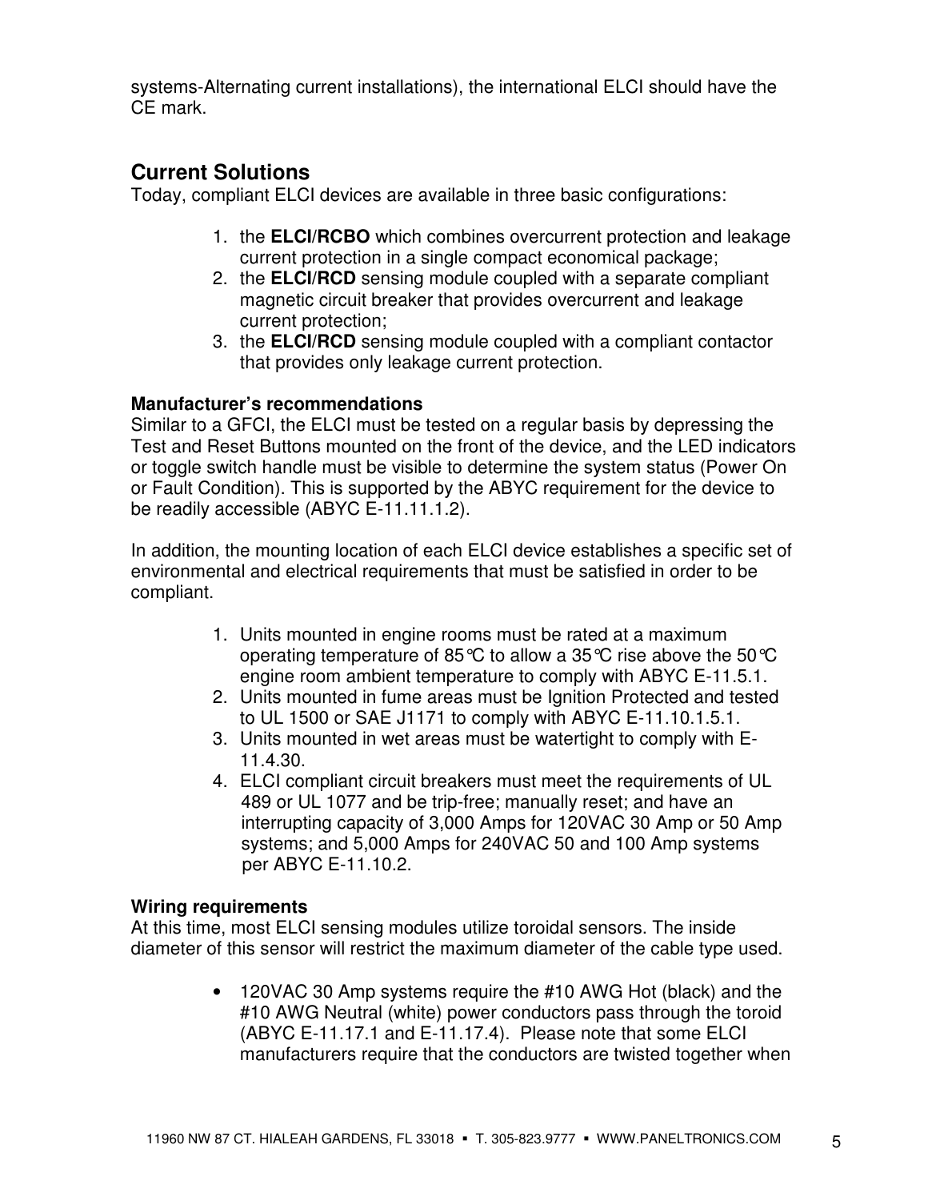systems-Alternating current installations), the international ELCI should have the CE mark.

## Current Solutions

Today, compliant ELCI devices are available in three basic configurations:

1. the **ELCI/RCBO** which combines overcurrent protection and leakage current protection in a single compact economical package;
2. the **ELCI/RCD** sensing module coupled with a separate compliant magnetic circuit breaker that provides overcurrent and leakage current protection;
3. the **ELCI/RCD** sensing module coupled with a compliant contactor that provides only leakage current protection.

### Manufacturer's recommendations

Similar to a GFCI, the ELCI must be tested on a regular basis by depressing the Test and Reset Buttons mounted on the front of the device, and the LED indicators or toggle switch handle must be visible to determine the system status (Power On or Fault Condition). This is supported by the ABYC requirement for the device to be readily accessible (ABYC E-11.11.1.2).

In addition, the mounting location of each ELCI device establishes a specific set of environmental and electrical requirements that must be satisfied in order to be compliant.

1. Units mounted in engine rooms must be rated at a maximum operating temperature of 85℃ to allow a 35℃ rise above the 50℃ engine room ambient temperature to comply with ABYC E-11.5.1.
2. Units mounted in fume areas must be Ignition Protected and tested to UL 1500 or SAE J1171 to comply with ABYC E-11.10.1.5.1.
3. Units mounted in wet areas must be watertight to comply with E-11.4.30.
4. ELCI compliant circuit breakers must meet the requirements of UL 489 or UL 1077 and be trip-free; manually reset; and have an interrupting capacity of 3,000 Amps for 120VAC 30 Amp or 50 Amp systems; and 5,000 Amps for 240VAC 50 and 100 Amp systems per ABYC E-11.10.2.

### Wiring requirements

At this time, most ELCI sensing modules utilize toroidal sensors. The inside diameter of this sensor will restrict the maximum diameter of the cable type used.

- 120VAC 30 Amp systems require the #10 AWG Hot (black) and the #10 AWG Neutral (white) power conductors pass through the toroid (ABYC E-11.17.1 and E-11.17.4). Please note that some ELCI manufacturers require that the conductors are twisted together when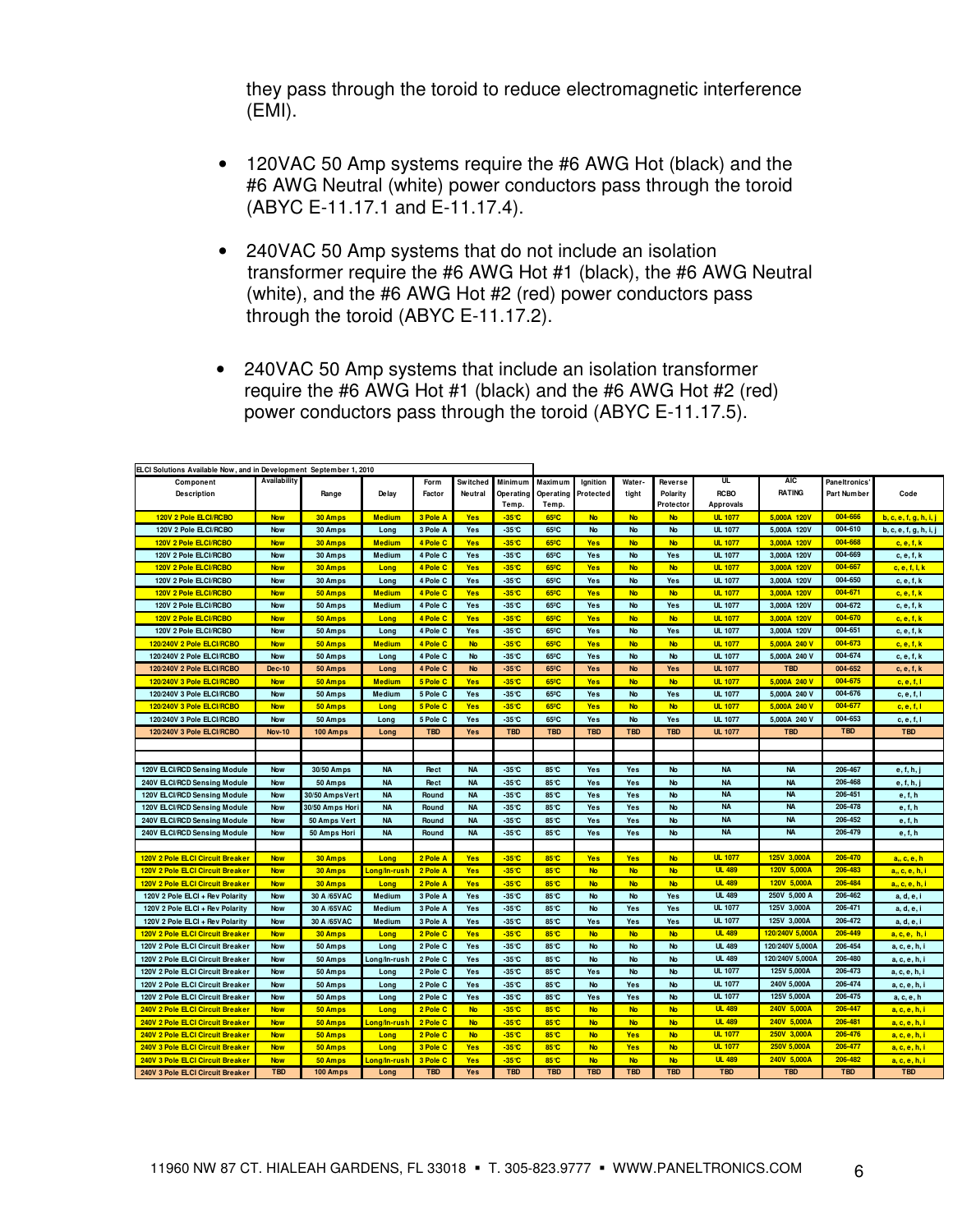they pass through the toroid to reduce electromagnetic interference (EMI).

- 120VAC 50 Amp systems require the #6 AWG Hot (black) and the #6 AWG Neutral (white) power conductors pass through the toroid (ABYC E-11.17.1 and E-11.17.4).

- 240VAC 50 Amp systems that do not include an isolation transformer require the #6 AWG Hot #1 (black), the #6 AWG Neutral (white), and the #6 AWG Hot #2 (red) power conductors pass through the toroid (ABYC E-11.17.2).

- 240VAC 50 Amp systems that include an isolation transformer require the #6 AWG Hot #1 (black) and the #6 AWG Hot #2 (red) power conductors pass through the toroid (ABYC E-11.17.5).

ELCI Solutions Available Now, and in Development September 1, 2010

| Component Description | Availability | Range | Delay | Form Factor | Switched Neutral | Minimum Operating Temp. | Maximum Operating Temp. | Ignition Protected | Water-tight | Reverse Polarity Protector | UL RCBO Approvals | AIC RATING | Paneltronics' Part Number | Code |
|---|---|---|---|---|---|---|---|---|---|---|---|---|---|---|
| 120V 2 Pole ELCI/RCBO | Now | 30 Amps | Medium | 3 Pole A | Yes | -35°C | 65°C | No | No | No | UL 1077 | 5,000A 120V | 004-666 | b, c, e, f, g, h, i, j |
| 120V 2 Pole ELCI/RCBO | Now | 30 Amps | Long | 3 Pole A | Yes | -35°C | 65°C | No | No | No | UL 1077 | 5,000A 120V | 004-610 | b, c, e, f, g, h, i, j |
| 120V 2 Pole ELCI/RCBO | Now | 30 Amps | Medium | 4 Pole C | Yes | -35°C | 65°C | Yes | No | No | UL 1077 | 3,000A 120V | 004-668 | c, e, f, k |
| 120V 2 Pole ELCI/RCBO | Now | 30 Amps | Medium | 4 Pole C | Yes | -35°C | 65°C | Yes | No | Yes | UL 1077 | 3,000A 120V | 004-669 | c, e, f, k |
| 120V 2 Pole ELCI/RCBO | Now | 30 Amps | Long | 4 Pole C | Yes | -35°C | 65°C | Yes | No | No | UL 1077 | 3,000A 120V | 004-667 | c, e, f, i, k |
| 120V 2 Pole ELCI/RCBO | Now | 30 Amps | Long | 4 Pole C | Yes | -35°C | 65°C | Yes | No | Yes | UL 1077 | 3,000A 120V | 004-650 | c, e, f, k |
| 120V 2 Pole ELCI/RCBO | Now | 50 Amps | Medium | 4 Pole C | Yes | -35°C | 65°C | Yes | No | No | UL 1077 | 3,000A 120V | 004-671 | c, e, f, k |
| 120V 2 Pole ELCI/RCBO | Now | 50 Amps | Medium | 4 Pole C | Yes | -35°C | 65°C | Yes | No | Yes | UL 1077 | 3,000A 120V | 004-672 | c, e, f, k |
| 120V 2 Pole ELCI/RCBO | Now | 50 Amps | Long | 4 Pole C | Yes | -35°C | 65°C | Yes | No | No | UL 1077 | 3,000A 120V | 004-670 | c, e, f, k |
| 120V 2 Pole ELCI/RCBO | Now | 50 Amps | Long | 4 Pole C | Yes | -35°C | 65°C | Yes | No | Yes | UL 1077 | 3,000A 120V | 004-651 | c, e, f, k |
| 120/240V 2 Pole ELCI/RCBO | Now | 50 Amps | Medium | 4 Pole C | No | -35°C | 65°C | Yes | No | No | UL 1077 | 5,000A 240 V | 004-673 | c, e, f, k |
| 120/240V 2 Pole ELCI/RCBO | Now | 50 Amps | Long | 4 Pole C | No | -35°C | 65°C | Yes | No | No | UL 1077 | 5,000A 240 V | 004-674 | c, e, f, k |
| 120/240V 2 Pole ELCI/RCBO | Dec-10 | 50 Amps | Long | 4 Pole C | No | -35°C | 65°C | Yes | No | Yes | UL 1077 | TBD | 004-652 | c, e, f, k |
| 120/240V 3 Pole ELCI/RCBO | Now | 50 Amps | Medium | 5 Pole C | Yes | -35°C | 65°C | Yes | No | No | UL 1077 | 5,000A 240 V | 004-675 | c, e, f, l |
| 120/240V 3 Pole ELCI/RCBO | Now | 50 Amps | Medium | 5 Pole C | Yes | -35°C | 65°C | Yes | No | Yes | UL 1077 | 5,000A 240 V | 004-676 | c, e, f, l |
| 120/240V 3 Pole ELCI/RCBO | Now | 50 Amps | Long | 5 Pole C | Yes | -35°C | 65°C | Yes | No | No | UL 1077 | 5,000A 240 V | 004-677 | c, e, f, l |
| 120/240V 3 Pole ELCI/RCBO | Now | 50 Amps | Long | 5 Pole C | Yes | -35°C | 65°C | Yes | No | Yes | UL 1077 | 5,000A 240 V | 004-653 | c, e, f, l |
| 120/240V 3 Pole ELCI/RCBO | Nov-10 | 100 Amps | Long | TBD | Yes | TBD | TBD | TBD | TBD | TBD | UL 1077 | TBD | TBD | TBD |
| | | | | | | | | | | | | | | |
| 120V ELCI/RCD Sensing Module | Now | 30/50 Amps | NA | Rect | NA | -35°C | 85°C | Yes | Yes | No | NA | NA | 206-467 | e, f, h, j |
| 240V ELCI/RCD Sensing Module | Now | 50 Amps | NA | Rect | NA | -35°C | 85°C | Yes | Yes | No | NA | NA | 206-468 | e, f, h, j |
| 120V ELCI/RCD Sensing Module | Now | 30/50 Amps Vert | NA | Round | NA | -35°C | 85°C | Yes | Yes | No | NA | NA | 206-451 | e, f, h |
| 120V ELCI/RCD Sensing Module | Now | 30/50 Amps Hori | NA | Round | NA | -35°C | 85°C | Yes | Yes | No | NA | NA | 206-478 | e, f, h |
| 240V ELCI/RCD Sensing Module | Now | 50 Amps Vert | NA | Round | NA | -35°C | 85°C | Yes | Yes | No | NA | NA | 206-452 | e, f, h |
| 240V ELCI/RCD Sensing Module | Now | 50 Amps Hori | NA | Round | NA | -35°C | 85°C | Yes | Yes | No | NA | NA | 206-479 | e, f, h |
| | | | | | | | | | | | | | | |
| 120V 2 Pole ELCI Circuit Breaker | Now | 30 Amps | Long | 2 Pole A | Yes | -35°C | 85°C | Yes | Yes | No | UL 1077 | 125V 3,000A | 206-470 | a, c, e, h |
| 120V 2 Pole ELCI Circuit Breaker | Now | 30 Amps | Long/In-rush | 2 Pole A | Yes | -35°C | 85°C | No | No | No | UL 489 | 120V 5,000A | 206-483 | a, c, e, h, i |
| 120V 2 Pole ELCI Circuit Breaker | Now | 30 Amps | Long | 2 Pole A | Yes | -35°C | 85°C | No | No | No | UL 489 | 120V 5,000A | 206-484 | a, c, e, h, i |
| 120V 2 Pole ELCI + Rev Polarity | Now | 30 A /65VAC | Medium | 3 Pole A | Yes | -35°C | 85°C | No | No | Yes | UL 489 | 250V 5,000 A | 206-462 | a, d, e, i |
| 120V 2 Pole ELCI + Rev Polarity | Now | 30 A /65VAC | Medium | 3 Pole A | Yes | -35°C | 85°C | No | Yes | Yes | UL 1077 | 125V 3,000A | 206-471 | a, d, e, i |
| 120V 2 Pole ELCI + Rev Polarity | Now | 30 A /65VAC | Medium | 3 Pole A | Yes | -35°C | 85°C | Yes | Yes | Yes | UL 1077 | 125V 3,000A | 206-472 | a, d, e, i |
| 120V 2 Pole ELCI Circuit Breaker | Now | 30 Amps | Long | 2 Pole C | Yes | -35°C | 85°C | No | No | No | UL 489 | 120/240V 5,000A | 206-449 | a, c, e, h, i |
| 120V 2 Pole ELCI Circuit Breaker | Now | 50 Amps | Long | 2 Pole C | Yes | -35°C | 85°C | No | No | No | UL 489 | 120/240V 5,000A | 206-454 | a, c, e, h, i |
| 120V 2 Pole ELCI Circuit Breaker | Now | 50 Amps | Long/In-rush | 2 Pole C | Yes | -35°C | 85°C | No | No | No | UL 489 | 120/240V 5,000A | 206-480 | a, c, e, h, i |
| 120V 2 Pole ELCI Circuit Breaker | Now | 50 Amps | Long | 2 Pole C | Yes | -35°C | 85°C | Yes | No | No | UL 1077 | 125V 5,000A | 206-473 | a, c, e, h, i |
| 120V 2 Pole ELCI Circuit Breaker | Now | 50 Amps | Long | 2 Pole C | Yes | -35°C | 85°C | No | Yes | No | UL 1077 | 240V 5,000A | 206-474 | a, c, e, h, i |
| 120V 2 Pole ELCI Circuit Breaker | Now | 50 Amps | Long | 2 Pole C | Yes | -35°C | 85°C | Yes | Yes | No | UL 1077 | 125V 5,000A | 206-475 | a, c, e, h |
| 240V 2 Pole ELCI Circuit Breaker | Now | 50 Amps | Long | 2 Pole C | No | -35°C | 85°C | No | No | No | UL 489 | 240V 5,000A | 206-447 | a, c, e, h, i |
| 240V 2 Pole ELCI Circuit Breaker | Now | 50 Amps | Long/In-rush | 2 Pole C | No | -35°C | 85°C | No | No | No | UL 489 | 240V 5,000A | 206-481 | a, c, e, h, i |
| 240V 2 Pole ELCI Circuit Breaker | Now | 50 Amps | Long | 2 Pole C | No | -35°C | 85°C | No | Yes | No | UL 1077 | 250V 3,000A | 206-476 | a, c, e, h, i |
| 240V 3 Pole ELCI Circuit Breaker | Now | 50 Amps | Long | 3 Pole C | Yes | -35°C | 85°C | No | Yes | No | UL 1077 | 250V 5,000A | 206-477 | a, c, e, h, i |
| 240V 3 Pole ELCI Circuit Breaker | Now | 50 Amps | Long/In-rush | 3 Pole C | Yes | -35°C | 85°C | No | No | No | UL 489 | 240V 5,000A | 206-482 | a, c, e, h, i |
| 240V 3 Pole ELCI Circuit Breaker | TBD | 100 Amps | Long | TBD | Yes | TBD | TBD | TBD | TBD | TBD | TBD | TBD | TBD | TBD |

11960 NW 87 CT. HIALEAH GARDENS, FL 33018 ▪ T. 305-823.9777 ▪ WWW.PANELTRONICS.COM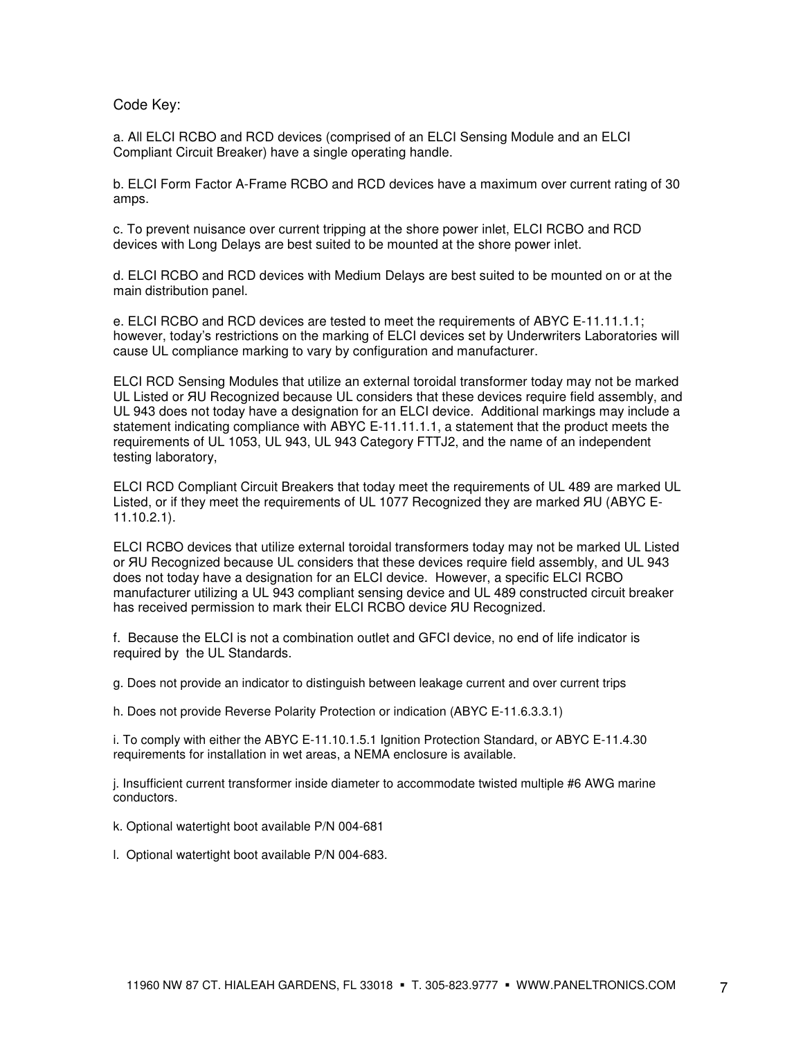Code Key:

a. All ELCI RCBO and RCD devices (comprised of an ELCI Sensing Module and an ELCI Compliant Circuit Breaker) have a single operating handle.

b. ELCI Form Factor A-Frame RCBO and RCD devices have a maximum over current rating of 30 amps.

c. To prevent nuisance over current tripping at the shore power inlet, ELCI RCBO and RCD devices with Long Delays are best suited to be mounted at the shore power inlet.

d. ELCI RCBO and RCD devices with Medium Delays are best suited to be mounted on or at the main distribution panel.

e. ELCI RCBO and RCD devices are tested to meet the requirements of ABYC E-11.11.1.1; however, today's restrictions on the marking of ELCI devices set by Underwriters Laboratories will cause UL compliance marking to vary by configuration and manufacturer.

ELCI RCD Sensing Modules that utilize an external toroidal transformer today may not be marked UL Listed or ЯU Recognized because UL considers that these devices require field assembly, and UL 943 does not today have a designation for an ELCI device. Additional markings may include a statement indicating compliance with ABYC E-11.11.1.1, a statement that the product meets the requirements of UL 1053, UL 943, UL 943 Category FTTJ2, and the name of an independent testing laboratory,

ELCI RCD Compliant Circuit Breakers that today meet the requirements of UL 489 are marked UL Listed, or if they meet the requirements of UL 1077 Recognized they are marked ЯU (ABYC E-11.10.2.1).

ELCI RCBO devices that utilize external toroidal transformers today may not be marked UL Listed or ЯU Recognized because UL considers that these devices require field assembly, and UL 943 does not today have a designation for an ELCI device. However, a specific ELCI RCBO manufacturer utilizing a UL 943 compliant sensing device and UL 489 constructed circuit breaker has received permission to mark their ELCI RCBO device ЯU Recognized.

f. Because the ELCI is not a combination outlet and GFCI device, no end of life indicator is required by the UL Standards.

g. Does not provide an indicator to distinguish between leakage current and over current trips

h. Does not provide Reverse Polarity Protection or indication (ABYC E-11.6.3.3.1)

i. To comply with either the ABYC E-11.10.1.5.1 Ignition Protection Standard, or ABYC E-11.4.30 requirements for installation in wet areas, a NEMA enclosure is available.

j. Insufficient current transformer inside diameter to accommodate twisted multiple #6 AWG marine conductors.

k. Optional watertight boot available P/N 004-681

l. Optional watertight boot available P/N 004-683.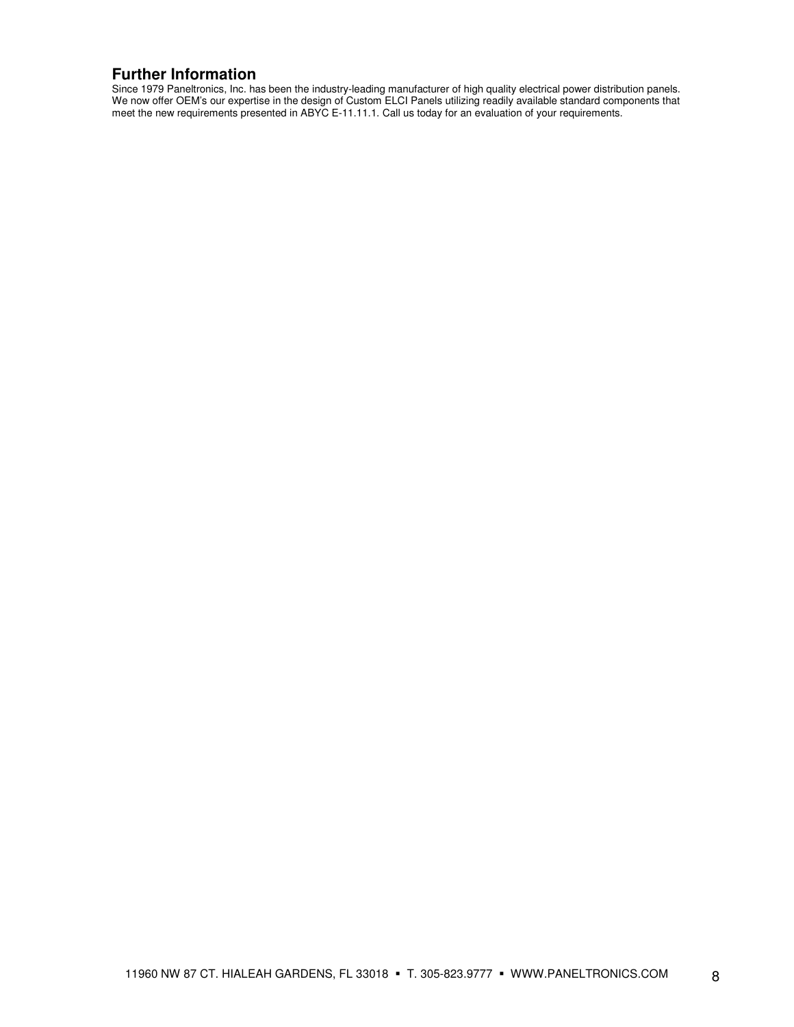## Further Information

Since 1979 Paneltronics, Inc. has been the industry-leading manufacturer of high quality electrical power distribution panels. We now offer OEM's our expertise in the design of Custom ELCI Panels utilizing readily available standard components that meet the new requirements presented in ABYC E-11.11.1. Call us today for an evaluation of your requirements.